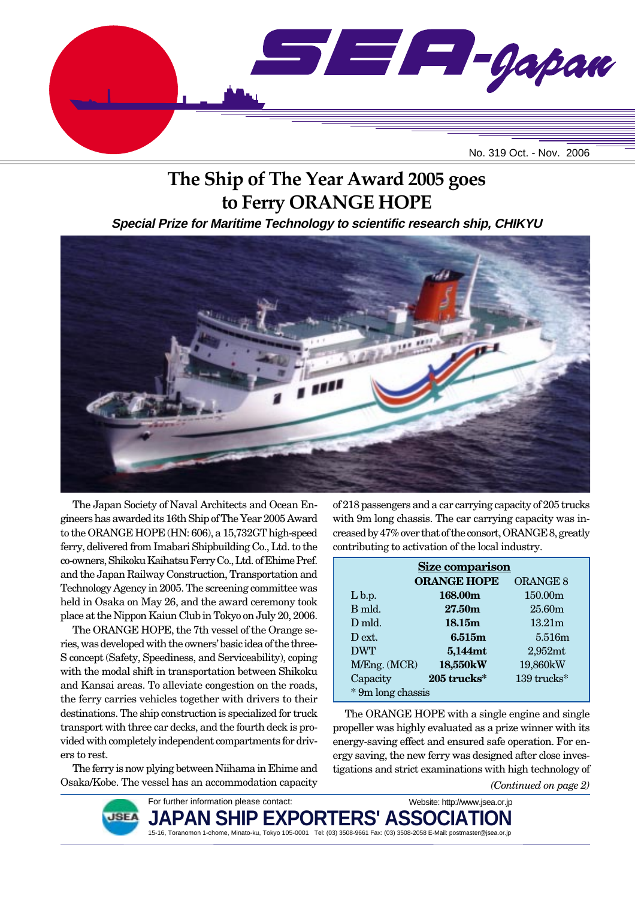# SEA-Japan

No. 319 Oct. - Nov. 2006

## The Ship of The Year Award 2005 goes to Ferry ORANGE HOPE

***Special Prize for Maritime Technology to scientific research ship, CHIKYU***

The Japan Society of Naval Architects and Ocean Engineers has awarded its 16th Ship of The Year 2005 Award to the ORANGE HOPE (HN: 606), a 15,732GT high-speed ferry, delivered from Imabari Shipbuilding Co., Ltd. to the co-owners, Shikoku Kaihatsu Ferry Co., Ltd. of Ehime Pref. and the Japan Railway Construction, Transportation and Technology Agency in 2005. The screening committee was held in Osaka on May 26, and the award ceremony took place at the Nippon Kaiun Club in Tokyo on July 20, 2006.

The ORANGE HOPE, the 7th vessel of the Orange series, was developed with the owners' basic idea of the three-S concept (Safety, Speediness, and Serviceability), coping with the modal shift in transportation between Shikoku and Kansai areas. To alleviate congestion on the roads, the ferry carries vehicles together with drivers to their destinations. The ship construction is specialized for truck transport with three car decks, and the fourth deck is provided with completely independent compartments for drivers to rest.

The ferry is now plying between Niihama in Ehime and Osaka/Kobe. The vessel has an accommodation capacity of 218 passengers and a car carrying capacity of 205 trucks with 9m long chassis. The car carrying capacity was increased by 47% over that of the consort, ORANGE 8, greatly contributing to activation of the local industry.

**Size comparison**

| | **ORANGE HOPE** | ORANGE 8 |
|---|---|---|
| L b.p. | **168.00m** | 150.00m |
| B mld. | **27.50m** | 25.60m |
| D mld. | **18.15m** | 13.21m |
| D ext. | **6.515m** | 5.516m |
| DWT | **5,144mt** | 2,952mt |
| M/Eng. (MCR) | **18,550kW** | 19,860kW |
| Capacity | **205 trucks*** | 139 trucks* |

\* 9m long chassis

The ORANGE HOPE with a single engine and single propeller was highly evaluated as a prize winner with its energy-saving effect and ensured safe operation. For energy saving, the new ferry was designed after close investigations and strict examinations with high technology of

*(Continued on page 2)*

For further information please contact:
Website: http://www.jsea.or.jp

**JAPAN SHIP EXPORTERS' ASSOCIATION**

15-16, Toranomon 1-chome, Minato-ku, Tokyo 105-0001 Tel: (03) 3508-9661 Fax: (03) 3508-2058 E-Mail: postmaster@jsea.or.jp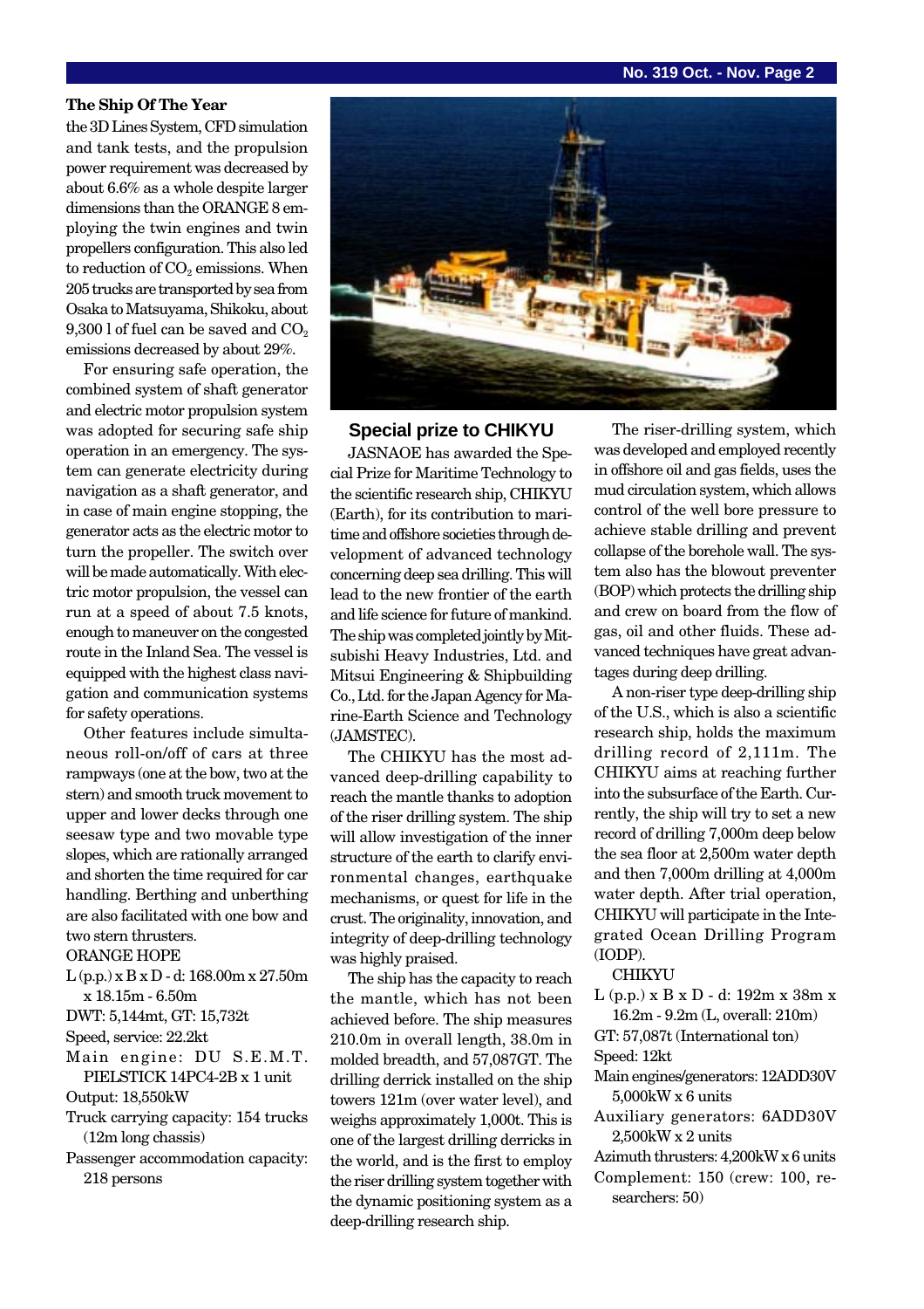### The Ship Of The Year

the 3D Lines System, CFD simulation and tank tests, and the propulsion power requirement was decreased by about 6.6% as a whole despite larger dimensions than the ORANGE 8 employing the twin engines and twin propellers configuration. This also led to reduction of $CO_2$ emissions. When 205 trucks are transported by sea from Osaka to Matsuyama, Shikoku, about 9,300 l of fuel can be saved and $CO_2$ emissions decreased by about 29%.

For ensuring safe operation, the combined system of shaft generator and electric motor propulsion system was adopted for securing safe ship operation in an emergency. The system can generate electricity during navigation as a shaft generator, and in case of main engine stopping, the generator acts as the electric motor to turn the propeller. The switch over will be made automatically. With electric motor propulsion, the vessel can run at a speed of about 7.5 knots, enough to maneuver on the congested route in the Inland Sea. The vessel is equipped with the highest class navigation and communication systems for safety operations.

Other features include simultaneous roll-on/off of cars at three rampways (one at the bow, two at the stern) and smooth truck movement to upper and lower decks through one seesaw type and two movable type slopes, which are rationally arranged and shorten the time required for car handling. Berthing and unberthing are also facilitated with one bow and two stern thrusters.

ORANGE HOPE

- L (p.p.) x B x D - d: 168.00m x 27.50m x 18.15m - 6.50m
- DWT: 5,144mt, GT: 15,732t
- Speed, service: 22.2kt
- Main engine: DU S.E.M.T. PIELSTICK 14PC4-2B x 1 unit
- Output: 18,550kW
- Truck carrying capacity: 154 trucks (12m long chassis)
- Passenger accommodation capacity: 218 persons

## Special prize to CHIKYU

JASNAOE has awarded the Special Prize for Maritime Technology to the scientific research ship, CHIKYU (Earth), for its contribution to maritime and offshore societies through development of advanced technology concerning deep sea drilling. This will lead to the new frontier of the earth and life science for future of mankind. The ship was completed jointly by Mitsubishi Heavy Industries, Ltd. and Mitsui Engineering & Shipbuilding Co., Ltd. for the Japan Agency for Marine-Earth Science and Technology (JAMSTEC).

The CHIKYU has the most advanced deep-drilling capability to reach the mantle thanks to adoption of the riser drilling system. The ship will allow investigation of the inner structure of the earth to clarify environmental changes, earthquake mechanisms, or quest for life in the crust. The originality, innovation, and integrity of deep-drilling technology was highly praised.

The ship has the capacity to reach the mantle, which has not been achieved before. The ship measures 210.0m in overall length, 38.0m in molded breadth, and 57,087GT. The drilling derrick installed on the ship towers 121m (over water level), and weighs approximately 1,000t. This is one of the largest drilling derricks in the world, and is the first to employ the riser drilling system together with the dynamic positioning system as a deep-drilling research ship.

The riser-drilling system, which was developed and employed recently in offshore oil and gas fields, uses the mud circulation system, which allows control of the well bore pressure to achieve stable drilling and prevent collapse of the borehole wall. The system also has the blowout preventer (BOP) which protects the drilling ship and crew on board from the flow of gas, oil and other fluids. These advanced techniques have great advantages during deep drilling.

A non-riser type deep-drilling ship of the U.S., which is also a scientific research ship, holds the maximum drilling record of 2,111m. The CHIKYU aims at reaching further into the subsurface of the Earth. Currently, the ship will try to set a new record of drilling 7,000m deep below the sea floor at 2,500m water depth and then 7,000m drilling at 4,000m water depth. After trial operation, CHIKYU will participate in the Integrated Ocean Drilling Program (IODP).

CHIKYU

- L (p.p.) x B x D - d: 192m x 38m x 16.2m - 9.2m (L, overall: 210m)
- GT: 57,087t (International ton)
- Speed: 12kt
- Main engines/generators: 12ADD30V 5,000kW x 6 units
- Auxiliary generators: 6ADD30V 2,500kW x 2 units
- Azimuth thrusters: 4,200kW x 6 units
- Complement: 150 (crew: 100, researchers: 50)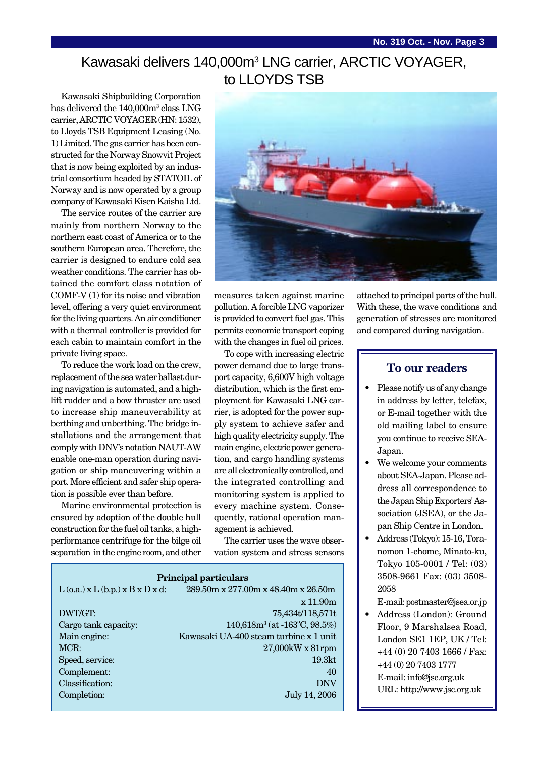# Kawasaki delivers 140,000m³ LNG carrier, ARCTIC VOYAGER, to LLOYDS TSB

Kawasaki Shipbuilding Corporation has delivered the 140,000m³ class LNG carrier, ARCTIC VOYAGER (HN: 1532), to Lloyds TSB Equipment Leasing (No. 1) Limited. The gas carrier has been constructed for the Norway Snowvit Project that is now being exploited by an industrial consortium headed by STATOIL of Norway and is now operated by a group company of Kawasaki Kisen Kaisha Ltd.

The service routes of the carrier are mainly from northern Norway to the northern east coast of America or to the southern European area. Therefore, the carrier is designed to endure cold sea weather conditions. The carrier has obtained the comfort class notation of COMF-V (1) for its noise and vibration level, offering a very quiet environment for the living quarters. An air conditioner with a thermal controller is provided for each cabin to maintain comfort in the private living space.

To reduce the work load on the crew, replacement of the sea water ballast during navigation is automated, and a high-lift rudder and a bow thruster are used to increase ship maneuverability at berthing and unberthing. The bridge installations and the arrangement that comply with DNV's notation NAUT-AW enable one-man operation during navigation or ship maneuvering within a port. More efficient and safer ship operation is possible ever than before.

Marine environmental protection is ensured by adoption of the double hull construction for the fuel oil tanks, a high-performance centrifuge for the bilge oil separation in the engine room, and other measures taken against marine pollution. A forcible LNG vaporizer is provided to convert fuel gas. This permits economic transport coping with the changes in fuel oil prices.

To cope with increasing electric power demand due to large transport capacity, 6,600V high voltage distribution, which is the first employment for Kawasaki LNG carrier, is adopted for the power supply system to achieve safer and high quality electricity supply. The main engine, electric power generation, and cargo handling systems are all electronically controlled, and the integrated controlling and monitoring system is applied to every machine system. Consequently, rational operation management is achieved.

The carrier uses the wave observation system and stress sensors attached to principal parts of the hull. With these, the wave conditions and generation of stresses are monitored and compared during navigation.

**Principal particulars**

| | |
|---|---|
| L (o.a.) x L (b.p.) x B x D x d: | 289.50m x 277.00m x 48.40m x 26.50m x 11.90m |
| DWT/GT: | 75,434t/118,571t |
| Cargo tank capacity: | 140,618m³ (at -163°C, 98.5%) |
| Main engine: | Kawasaki UA-400 steam turbine x 1 unit |
| MCR: | 27,000kW x 81rpm |
| Speed, service: | 19.3kt |
| Complement: | 40 |
| Classification: | DNV |
| Completion: | July 14, 2006 |

## To our readers

- Please notify us of any change in address by letter, telefax, or E-mail together with the old mailing label to ensure you continue to receive SEA-Japan.
- We welcome your comments about SEA-Japan. Please address all correspondence to the Japan Ship Exporters' Association (JSEA), or the Japan Ship Centre in London.
- Address (Tokyo): 15-16, Toranomon 1-chome, Minato-ku, Tokyo 105-0001 / Tel: (03) 3508-9661 Fax: (03) 3508-2058
  E-mail: postmaster@jsea.or.jp
- Address (London): Ground Floor, 9 Marshalsea Road, London SE1 1EP, UK / Tel: +44 (0) 20 7403 1666 / Fax: +44 (0) 20 7403 1777
  E-mail: info@jsc.org.uk
  URL: http://www.jsc.org.uk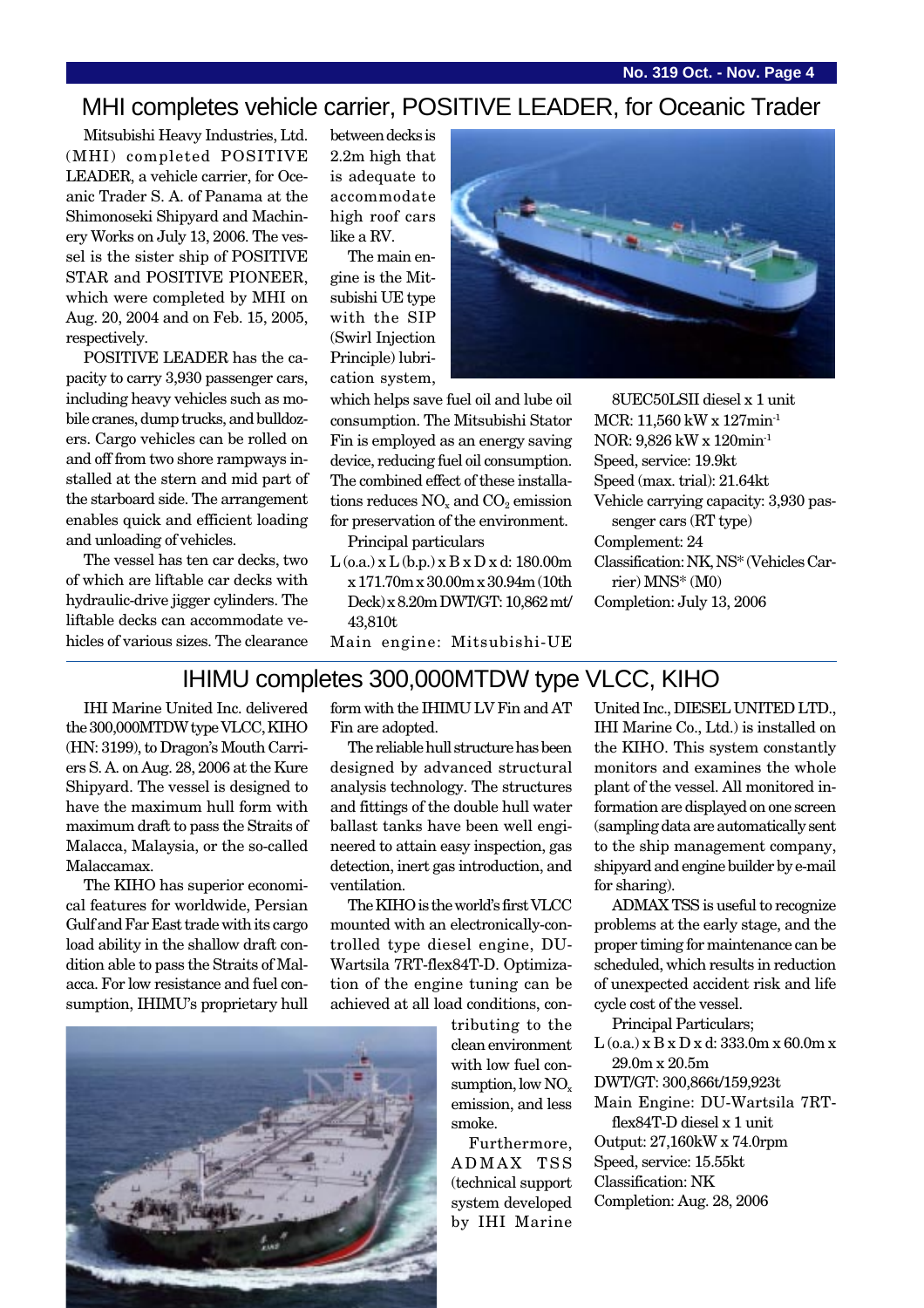## MHI completes vehicle carrier, POSITIVE LEADER, for Oceanic Trader

Mitsubishi Heavy Industries, Ltd. (MHI) completed POSITIVE LEADER, a vehicle carrier, for Oceanic Trader S. A. of Panama at the Shimonoseki Shipyard and Machinery Works on July 13, 2006. The vessel is the sister ship of POSITIVE STAR and POSITIVE PIONEER, which were completed by MHI on Aug. 20, 2004 and on Feb. 15, 2005, respectively.

POSITIVE LEADER has the capacity to carry 3,930 passenger cars, including heavy vehicles such as mobile cranes, dump trucks, and bulldozers. Cargo vehicles can be rolled on and off from two shore rampways installed at the stern and mid part of the starboard side. The arrangement enables quick and efficient loading and unloading of vehicles.

The vessel has ten car decks, two of which are liftable car decks with hydraulic-drive jigger cylinders. The liftable decks can accommodate vehicles of various sizes. The clearance between decks is 2.2m high that is adequate to accommodate high roof cars like a RV.

The main engine is the Mitsubishi UE type with the SIP (Swirl Injection Principle) lubrication system, which helps save fuel oil and lube oil consumption. The Mitsubishi Stator Fin is employed as an energy saving device, reducing fuel oil consumption. The combined effect of these installations reduces $NO_x$ and $CO_2$ emission for preservation of the environment.

Principal particulars

L (o.a.) x L (b.p.) x B x D x d: 180.00m x 171.70m x 30.00m x 30.94m (10th Deck) x 8.20m
DWT/GT: 10,862 mt/ 43,810t
Main engine: Mitsubishi-UE 8UEC50LSII diesel x 1 unit
MCR: 11,560 kW x 127min$^{-1}$
NOR: 9,826 kW x 120min$^{-1}$
Speed, service: 19.9kt
Speed (max. trial): 21.64kt
Vehicle carrying capacity: 3,930 passenger cars (RT type)
Complement: 24
Classification: NK, NS* (Vehicles Carrier) MNS* (M0)
Completion: July 13, 2006

## IHIMU completes 300,000MTDW type VLCC, KIHO

IHI Marine United Inc. delivered the 300,000MTDW type VLCC, KIHO (HN: 3199), to Dragon's Mouth Carriers S. A. on Aug. 28, 2006 at the Kure Shipyard. The vessel is designed to have the maximum hull form with maximum draft to pass the Straits of Malacca, Malaysia, or the so-called Malaccamax.

The KIHO has superior economical features for worldwide, Persian Gulf and Far East trade with its cargo load ability in the shallow draft condition able to pass the Straits of Malacca. For low resistance and fuel consumption, IHIMU's proprietary hull form with the IHIMU LV Fin and AT Fin are adopted.

The reliable hull structure has been designed by advanced structural analysis technology. The structures and fittings of the double hull water ballast tanks have been well engineered to attain easy inspection, gas detection, inert gas introduction, and ventilation.

The KIHO is the world's first VLCC mounted with an electronically-controlled type diesel engine, DU-Wartsila 7RT-flex84T-D. Optimization of the engine tuning can be achieved at all load conditions, contributing to the clean environment with low fuel consumption, low $NO_x$ emission, and less smoke.

Furthermore, ADMAX TSS (technical support system developed by IHI Marine United Inc., DIESEL UNITED LTD., IHI Marine Co., Ltd.) is installed on the KIHO. This system constantly monitors and examines the whole plant of the vessel. All monitored information are displayed on one screen (sampling data are automatically sent to the ship management company, shipyard and engine builder by e-mail for sharing).

ADMAX TSS is useful to recognize problems at the early stage, and the proper timing for maintenance can be scheduled, which results in reduction of unexpected accident risk and life cycle cost of the vessel.

Principal Particulars;

L (o.a.) x B x D x d: 333.0m x 60.0m x 29.0m x 20.5m
DWT/GT: 300,866t/159,923t
Main Engine: DU-Wartsila 7RT-flex84T-D diesel x 1 unit
Output: 27,160kW x 74.0rpm
Speed, service: 15.55kt
Classification: NK
Completion: Aug. 28, 2006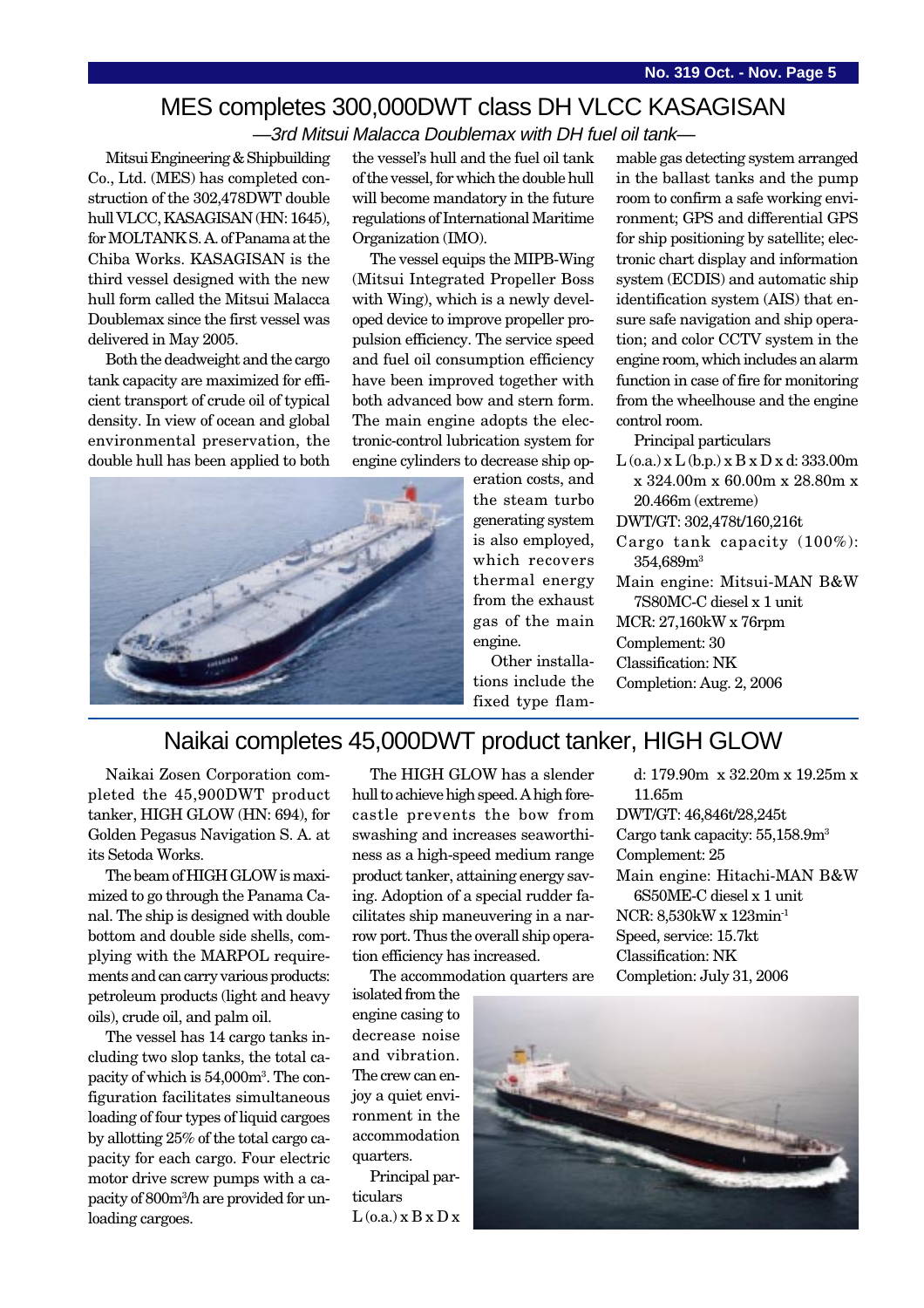# MES completes 300,000DWT class DH VLCC KASAGISAN

*—3rd Mitsui Malacca Doublemax with DH fuel oil tank—*

Mitsui Engineering & Shipbuilding Co., Ltd. (MES) has completed construction of the 302,478DWT double hull VLCC, KASAGISAN (HN: 1645), for MOLTANK S. A. of Panama at the Chiba Works. KASAGISAN is the third vessel designed with the new hull form called the Mitsui Malacca Doublemax since the first vessel was delivered in May 2005.

Both the deadweight and the cargo tank capacity are maximized for efficient transport of crude oil of typical density. In view of ocean and global environmental preservation, the double hull has been applied to both the vessel's hull and the fuel oil tank of the vessel, for which the double hull will become mandatory in the future regulations of International Maritime Organization (IMO).

The vessel equips the MIPB-Wing (Mitsui Integrated Propeller Boss with Wing), which is a newly developed device to improve propeller propulsion efficiency. The service speed and fuel oil consumption efficiency have been improved together with both advanced bow and stern form. The main engine adopts the electronic-control lubrication system for engine cylinders to decrease ship operation costs, and the steam turbo generating system is also employed, which recovers thermal energy from the exhaust gas of the main engine.

Other installations include the fixed type flammable gas detecting system arranged in the ballast tanks and the pump room to confirm a safe working environment; GPS and differential GPS for ship positioning by satellite; electronic chart display and information system (ECDIS) and automatic ship identification system (AIS) that ensure safe navigation and ship operation; and color CCTV system in the engine room, which includes an alarm function in case of fire for monitoring from the wheelhouse and the engine control room.

Principal particulars

L (o.a.) x L (b.p.) x B x D x d: 333.00m x 324.00m x 60.00m x 28.80m x 20.466m (extreme)
DWT/GT: 302,478t/160,216t
Cargo tank capacity (100%): 354,689m$^3$
Main engine: Mitsui-MAN B&W 7S80MC-C diesel x 1 unit
MCR: 27,160kW x 76rpm
Complement: 30
Classification: NK
Completion: Aug. 2, 2006

# Naikai completes 45,000DWT product tanker, HIGH GLOW

Naikai Zosen Corporation completed the 45,900DWT product tanker, HIGH GLOW (HN: 694), for Golden Pegasus Navigation S. A. at its Setoda Works.

The beam of HIGH GLOW is maximized to go through the Panama Canal. The ship is designed with double bottom and double side shells, complying with the MARPOL requirements and can carry various products: petroleum products (light and heavy oils), crude oil, and palm oil.

The vessel has 14 cargo tanks including two slop tanks, the total capacity of which is 54,000m$^3$. The configuration facilitates simultaneous loading of four types of liquid cargoes by allotting 25% of the total cargo capacity for each cargo. Four electric motor drive screw pumps with a capacity of 800m$^3$/h are provided for unloading cargoes.

The HIGH GLOW has a slender hull to achieve high speed. A high forecastle prevents the bow from swashing and increases seaworthiness as a high-speed medium range product tanker, attaining energy saving. Adoption of a special rudder facilitates ship maneuvering in a narrow port. Thus the overall ship operation efficiency has increased.

The accommodation quarters are isolated from the engine casing to decrease noise and vibration. The crew can enjoy a quiet environment in the accommodation quarters.

Principal particulars

L (o.a.) x B x D x d: 179.90m x 32.20m x 19.25m x 11.65m
DWT/GT: 46,846t/28,245t
Cargo tank capacity: 55,158.9m$^3$
Complement: 25
Main engine: Hitachi-MAN B&W 6S50ME-C diesel x 1 unit
NCR: 8,530kW x 123min$^{-1}$
Speed, service: 15.7kt
Classification: NK
Completion: July 31, 2006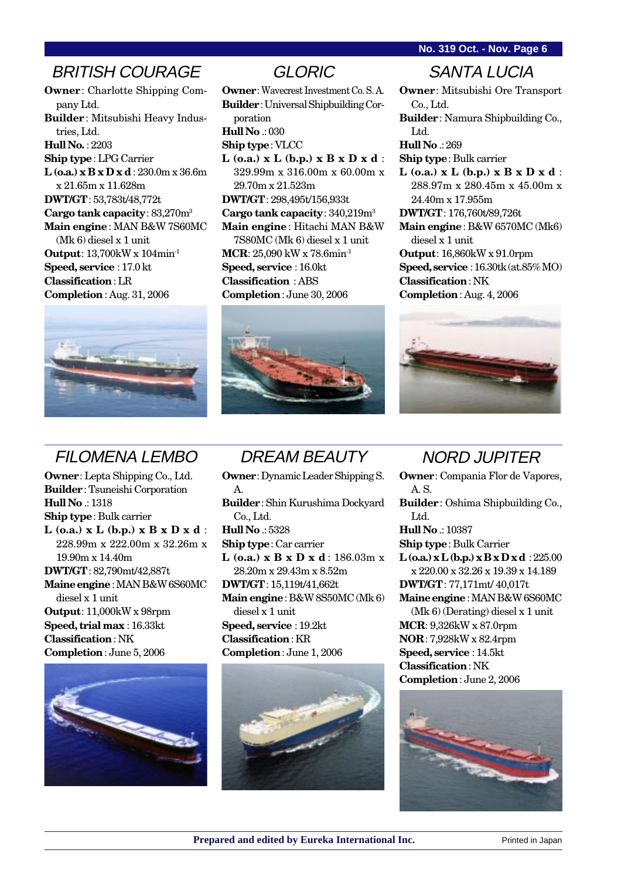## BRITISH COURAGE

**Owner**: Charlotte Shipping Company Ltd.
**Builder**: Mitsubishi Heavy Industries, Ltd.
**Hull No.** : 2203
**Ship type**: LPG Carrier
**L (o.a.) x B x D x d**: 230.0m x 36.6m x 21.65m x 11.628m
**DWT/GT**: 53,783t/48,772t
**Cargo tank capacity**: 83,270m$^3$
**Main engine**: MAN B&W 7S60MC (Mk 6) diesel x 1 unit
**Output**: 13,700kW x 104min$^{-1}$
**Speed, service** : 17.0 kt
**Classification**: LR
**Completion**: Aug. 31, 2006

## GLORIC

**Owner**: Wavecrest Investment Co. S. A.
**Builder**: Universal Shipbuilding Corporation
**Hull No** .: 030
**Ship type**: VLCC
**L (o.a.) x L (b.p.) x B x D x d** : 329.99m x 316.00m x 60.00m x 29.70m x 21.523m
**DWT/GT**: 298,495t/156,933t
**Cargo tank capacity**: 340,219m$^3$
**Main engine**: Hitachi MAN B&W 7S80MC (Mk 6) diesel x 1 unit
**MCR**: 25,090 kW x 78.6min$^{-1}$
**Speed, service** : 16.0kt
**Classification** : ABS
**Completion**: June 30, 2006

## SANTA LUCIA

**Owner**: Mitsubishi Ore Transport Co., Ltd.
**Builder**: Namura Shipbuilding Co., Ltd.
**Hull No** .: 269
**Ship type**: Bulk carrier
**L (o.a.) x L (b.p.) x B x D x d** : 288.97m x 280.45m x 45.00m x 24.40m x 17.955m
**DWT/GT**: 176,760t/89,726t
**Main engine**: B&W 6570MC (Mk6) diesel x 1 unit
**Output**: 16,860kW x 91.0rpm
**Speed, service** : 16.30tk (at.85% MO)
**Classification**: NK
**Completion**: Aug. 4, 2006

## FILOMENA LEMBO

**Owner**: Lepta Shipping Co., Ltd.
**Builder**: Tsuneishi Corporation
**Hull No** .: 1318
**Ship type**: Bulk carrier
**L (o.a.) x L (b.p.) x B x D x d** : 228.99m x 222.00m x 32.26m x 19.90m x 14.40m
**DWT/GT**: 82,790mt/42,887t
**Maine engine**: MAN B&W 6S60MC diesel x 1 unit
**Output**: 11,000kW x 98rpm
**Speed, trial max** : 16.33kt
**Classification**: NK
**Completion**: June 5, 2006

## DREAM BEAUTY

**Owner**: Dynamic Leader Shipping S. A.
**Builder**: Shin Kurushima Dockyard Co., Ltd.
**Hull No** .: 5328
**Ship type**: Car carrier
**L (o.a.) x B x D x d**: 186.03m x 28.20m x 29.43m x 8.52m
**DWT/GT**: 15,119t/41,662t
**Main engine**: B&W 8S50MC (Mk 6) diesel x 1 unit
**Speed, service** : 19.2kt
**Classification**: KR
**Completion**: June 1, 2006

## NORD JUPITER

**Owner**: Compania Flor de Vapores, A. S.
**Builder**: Oshima Shipbuilding Co., Ltd.
**Hull No** .: 10387
**Ship type**: Bulk Carrier
**L (o.a.) x L (b.p.) x B x D x d** : 225.00 x 220.00 x 32.26 x 19.39 x 14.189
**DWT/GT**: 77,171mt/ 40,017t
**Maine engine**: MAN B&W 6S60MC (Mk 6) (Derating) diesel x 1 unit
**MCR**: 9,326kW x 87.0rpm
**NOR**: 7,928kW x 82.4rpm
**Speed, service** : 14.5kt
**Classification**: NK
**Completion**: June 2, 2006

**Prepared and edited by Eureka International Inc.**

Printed in Japan